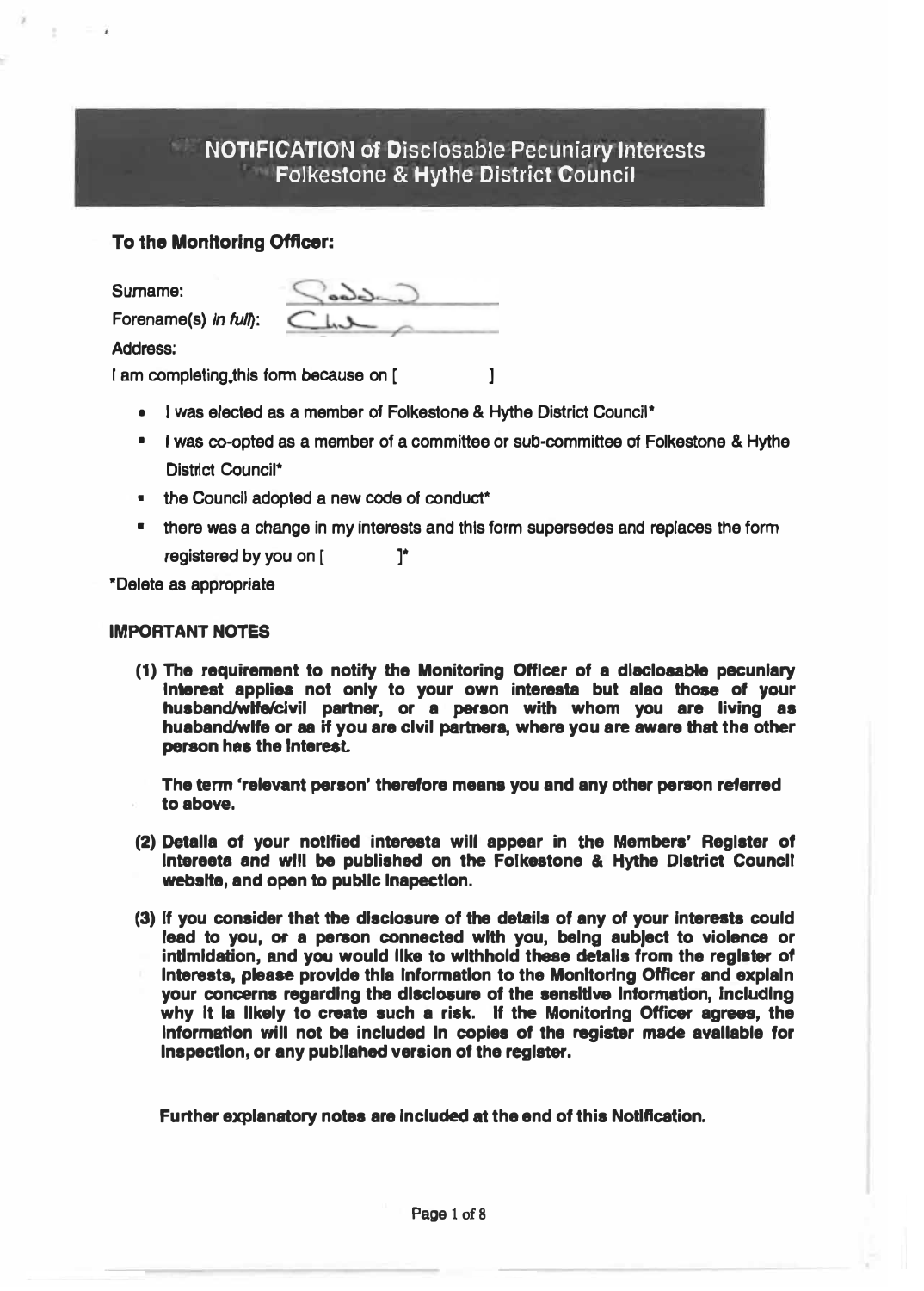# NOTIFICATION of Disclosable Pecuniary Interests
## Folkestone & Hythe District Council

**To the Monitoring Officer:**

Surname: 

Forename(s) *in full*: 

Address:

I am completing this form because on [ ]

- I was elected as a member of Folkestone & Hythe District Council*
- I was co-opted as a member of a committee or sub-committee of Folkestone & Hythe District Council*
- the Council adopted a new code of conduct*
- there was a change in my interests and this form supersedes and replaces the form registered by you on [ ]*

*Delete as appropriate

**IMPORTANT NOTES**

**(1) The requirement to notify the Monitoring Officer of a disclosable pecuniary interest applies not only to your own interests but also those of your husband/wife/civil partner, or a person with whom you are living as husband/wife or as if you are civil partners, where you are aware that the other person has the interest.**

**The term 'relevant person' therefore means you and any other person referred to above.**

**(2) Details of your notified interests will appear in the Members' Register of Interests and will be published on the Folkestone & Hythe District Council website, and open to public inspection.**

**(3) If you consider that the disclosure of the details of any of your interests could lead to you, or a person connected with you, being subject to violence or intimidation, and you would like to withhold these details from the register of interests, please provide this information to the Monitoring Officer and explain your concerns regarding the disclosure of the sensitive information, including why it is likely to create such a risk. If the Monitoring Officer agrees, the information will not be included in copies of the register made available for inspection, or any published version of the register.**

**Further explanatory notes are included at the end of this Notification.**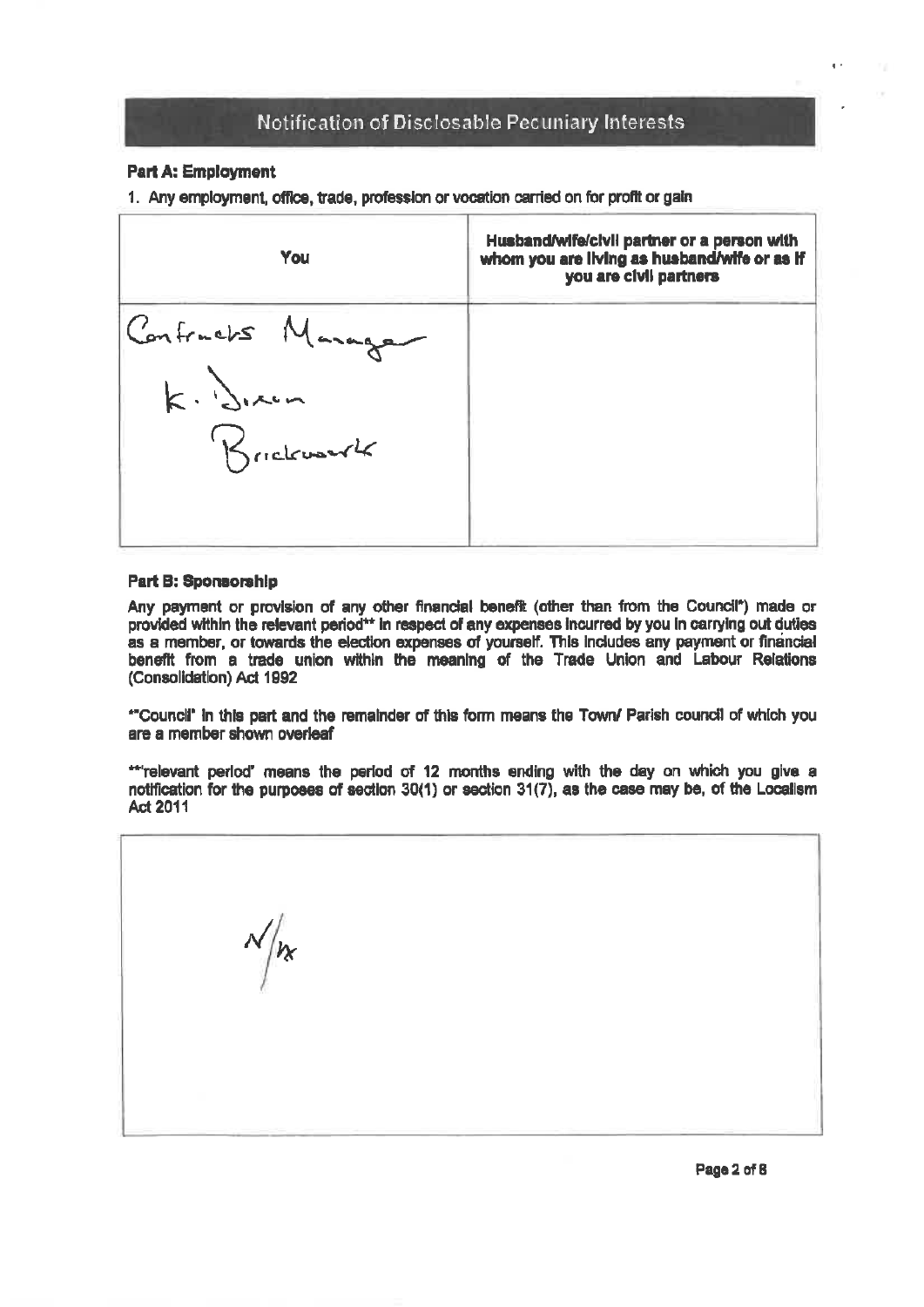# Notification of Disclosable Pecuniary Interests

**Part A: Employment**

1. Any employment, office, trade, profession or vocation carried on for profit or gain

| You | Husband/wife/civil partner or a person with whom you are living as husband/wife or as if you are civil partners |
|---|---|
| Contracts Manager K. Dixon Brickwork | |

**Part B: Sponsorship**

Any payment or provision of any other financial benefit (other than from the Council*) made or provided within the relevant period** in respect of any expenses incurred by you in carrying out duties as a member, or towards the election expenses of yourself. This includes any payment or financial benefit from a trade union within the meaning of the Trade Union and Labour Relations (Consolidation) Act 1992

*"Council" in this part and the remainder of this form means the Town/ Parish council of which you are a member shown overleaf

**"relevant period" means the period of 12 months ending with the day on which you give a notification for the purposes of section 30(1) or section 31(7), as the case may be, of the Localism Act 2011

| |
|---|
| N/A |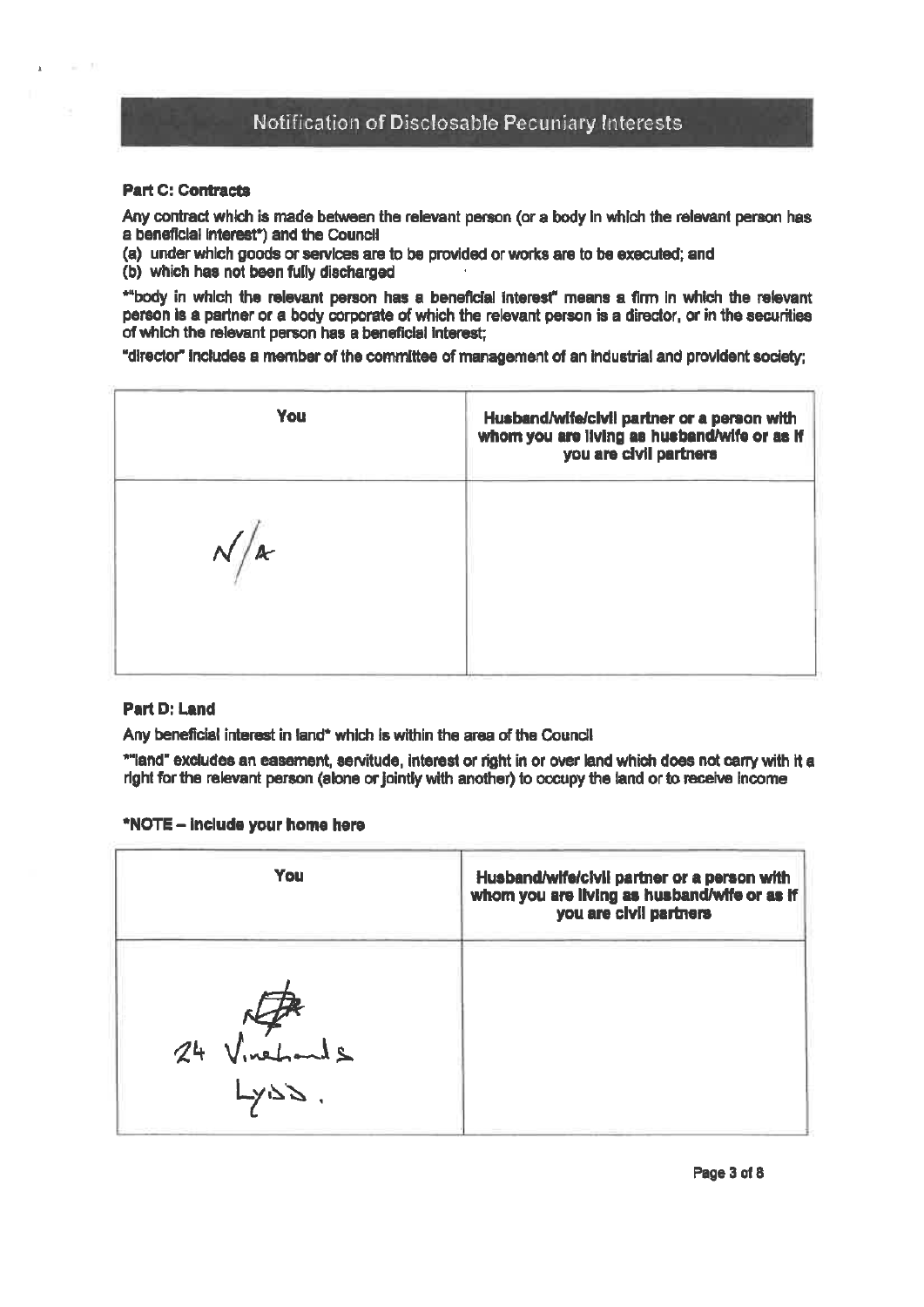## Notification of Disclosable Pecuniary Interests

**Part C: Contracts**

Any contract which is made between the relevant person (or a body in which the relevant person has a beneficial interest*) and the Council

(a) under which goods or services are to be provided or works are to be executed; and

(b) which has not been fully discharged

*"body in which the relevant person has a beneficial interest" means a firm in which the relevant person is a partner or a body corporate of which the relevant person is a director, or in the securities of which the relevant person has a beneficial interest;

"director" includes a member of the committee of management of an industrial and provident society;

| You | Husband/wife/civil partner or a person with whom you are living as husband/wife or as if you are civil partners |
|---|---|
| N/A | |

**Part D: Land**

Any beneficial interest in land* which is within the area of the Council

*"land" excludes an easement, servitude, interest or right in or over land which does not carry with it a right for the relevant person (alone or jointly with another) to occupy the land or to receive income

**\*NOTE – Include your home here**

| You | Husband/wife/civil partner or a person with whom you are living as husband/wife or as if you are civil partners |
|---|---|
| 24 Vinelands Lydd. | |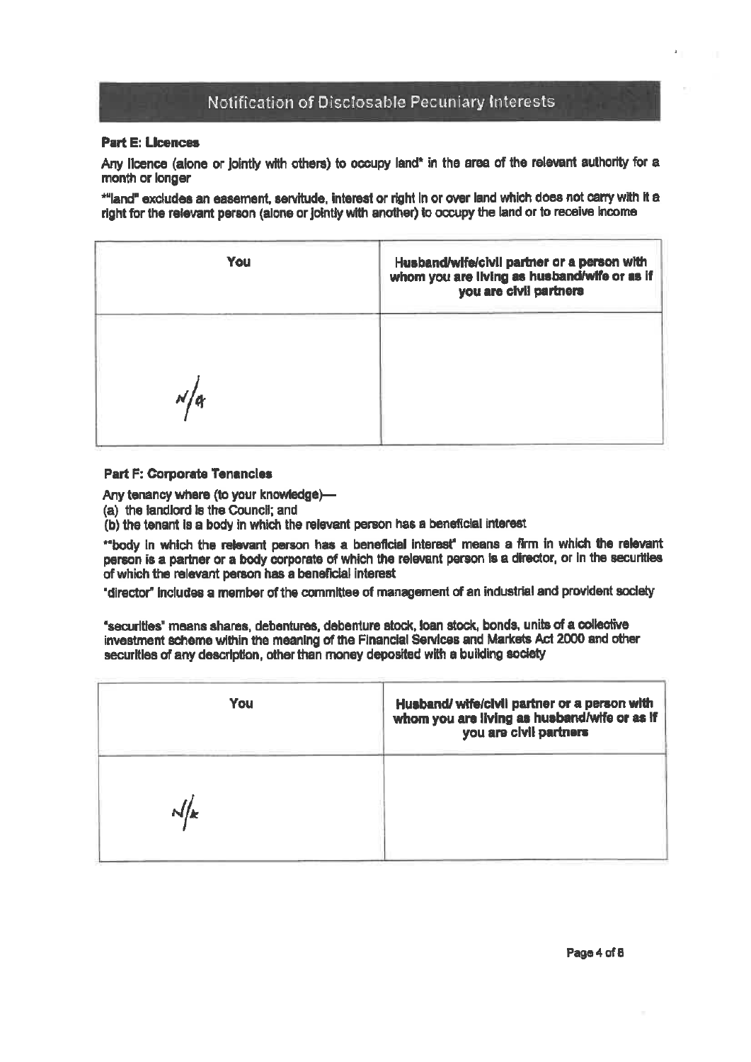## Notification of Disclosable Pecuniary Interests

**Part E: Licences**

**Any licence (alone or jointly with others) to occupy land\* in the area of the relevant authority for a month or longer**

**\*"land" excludes an easement, servitude, interest or right in or over land which does not carry with it a right for the relevant person (alone or jointly with another) to occupy the land or to receive income**

| You | Husband/wife/civil partner or a person with whom you are living as husband/wife or as if you are civil partners |
|---|---|
| N/a | |

**Part F: Corporate Tenancies**

Any tenancy where (to your knowledge)—

(a) the landlord is the Council; and

(b) the tenant is a body in which the relevant person has a beneficial interest

**"body in which the relevant person has a beneficial interest" means a firm in which the relevant person is a partner or a body corporate of which the relevant person is a director, or in the securities of which the relevant person has a beneficial interest**

**"director" includes a member of the committee of management of an industrial and provident society**

**"securities" means shares, debentures, debenture stock, loan stock, bonds, units of a collective investment scheme within the meaning of the Financial Services and Markets Act 2000 and other securities of any description, other than money deposited with a building society**

| You | Husband/ wife/civil partner or a person with whom you are living as husband/wife or as if you are civil partners |
|---|---|
| N/a | |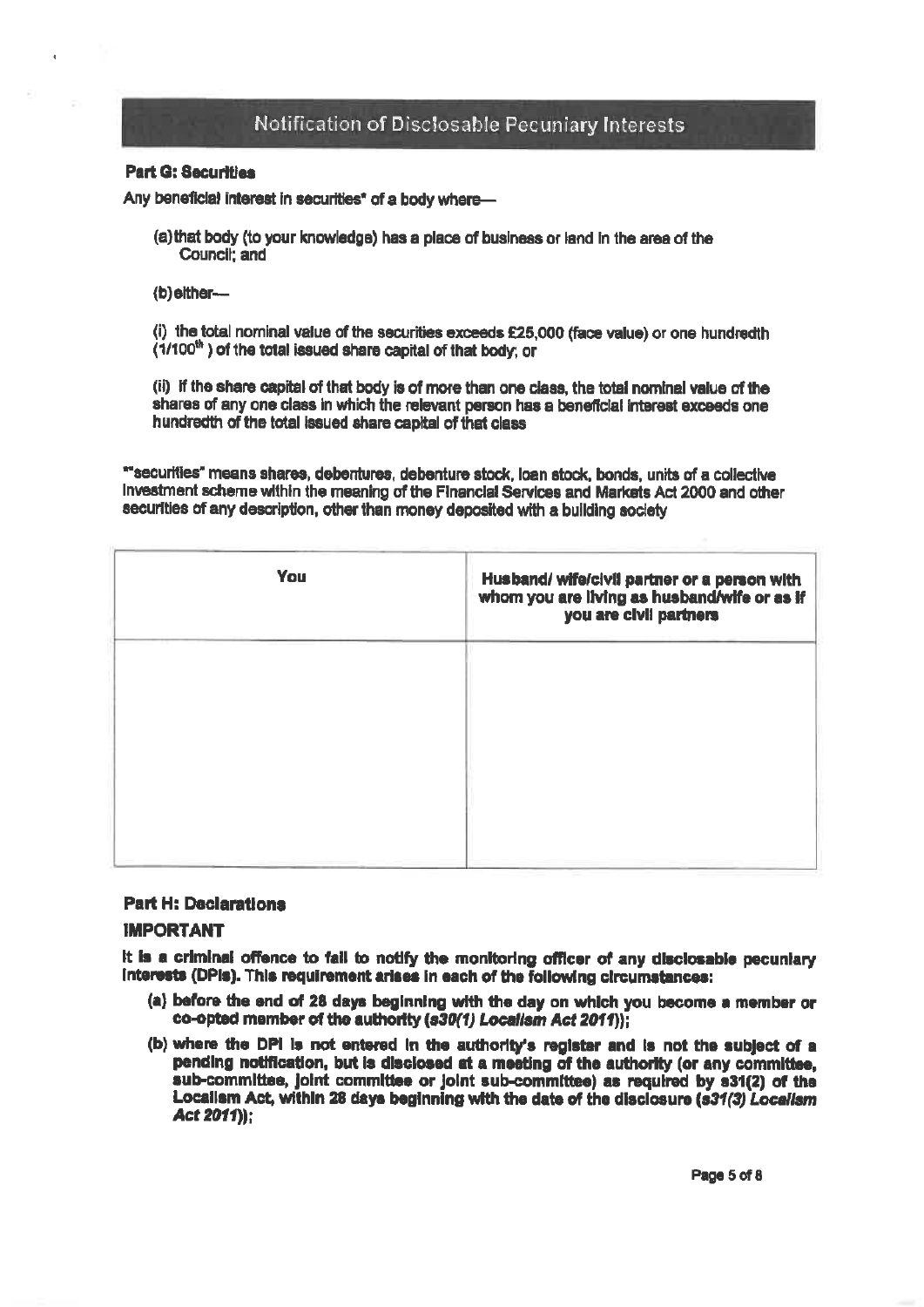## Notification of Disclosable Pecuniary Interests

### Part G: Securities

Any beneficial interest in securities* of a body where—

(a) that body (to your knowledge) has a place of business or land in the area of the Council; and

(b) either—

(i) the total nominal value of the securities exceeds £25,000 (face value) or one hundredth (1/100th) of the total issued share capital of that body; or

(ii) if the share capital of that body is of more than one class, the total nominal value of the shares of any one class in which the relevant person has a beneficial interest exceeds one hundredth of the total issued share capital of that class

*"securities" means shares, debentures, debenture stock, loan stock, bonds, units of a collective investment scheme within the meaning of the Financial Services and Markets Act 2000 and other securities of any description, other than money deposited with a building society

| You | Husband/ wife/civil partner or a person with whom you are living as husband/wife or as if you are civil partners |
|---|---|
| | |

### Part H: Declarations

**IMPORTANT**

**It is a criminal offence to fail to notify the monitoring officer of any disclosable pecuniary interests (DPIs). This requirement arises in each of the following circumstances:**

- **(a) before the end of 28 days beginning with the day on which you become a member or co-opted member of the authority (*s30(1) Localism Act 2011*);**
- **(b) where the DPI is not entered in the authority's register and is not the subject of a pending notification, but is disclosed at a meeting of the authority (or any committee, sub-committee, joint committee or joint sub-committee) as required by s31(2) of the Localism Act, within 28 days beginning with the date of the disclosure (*s31(3) Localism Act 2011*);**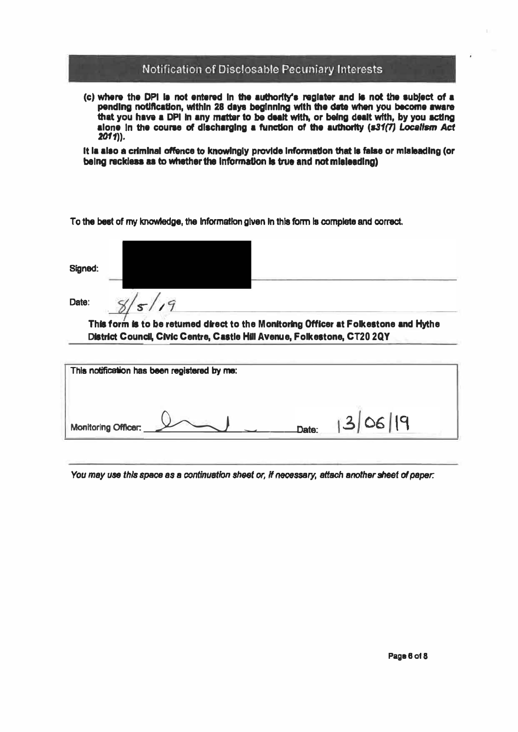## Notification of Disclosable Pecuniary Interests

**(c) where the DPI is not entered in the authority's register and is not the subject of a pending notification, within 28 days beginning with the date when you become aware that you have a DPI in any matter to be dealt with, or being dealt with, by you acting alone in the course of discharging a function of the authority (*s31(7) Localism Act 2011*)).**

**It is also a criminal offence to knowingly provide information that is false or misleading (or being reckless as to whether the information is true and not misleading)**

To the best of my knowledge, the information given in this form is complete and correct.

Signed: [redacted]

Date: 8/5/19

**This form is to be returned direct to the Monitoring Officer at Folkestone and Hythe District Council, Civic Centre, Castle Hill Avenue, Folkestone, CT20 2QY**

This notification has been registered by me:

Monitoring Officer: [signature] Date: 13/06/19

*You may use this space as a continuation sheet or, if necessary, attach another sheet of paper.*